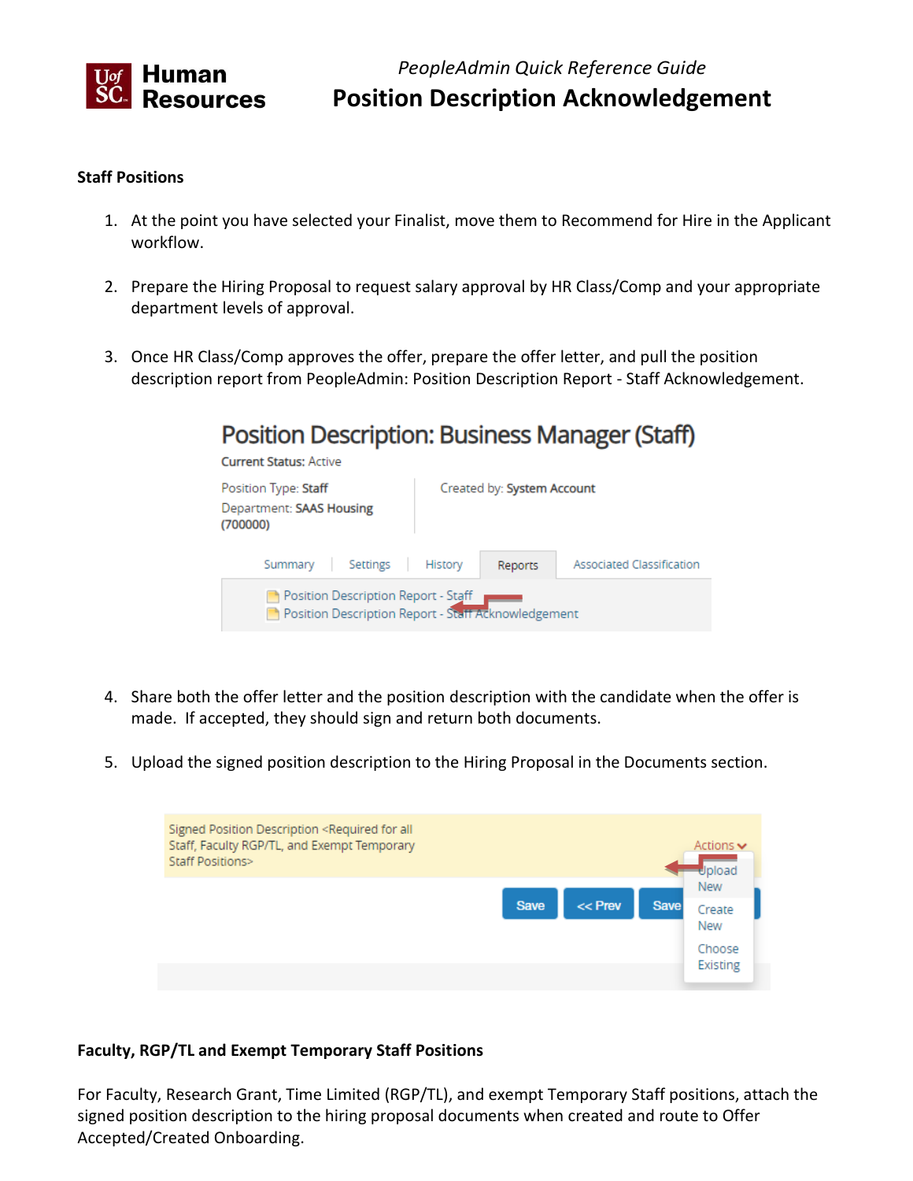*PeopleAdmin Quick Reference Guide*

# Position Description Acknowledgement

**Staff Positions**

1. At the point you have selected your Finalist, move them to Recommend for Hire in the Applicant workflow.
2. Prepare the Hiring Proposal to request salary approval by HR Class/Comp and your appropriate department levels of approval.
3. Once HR Class/Comp approves the offer, prepare the offer letter, and pull the position description report from PeopleAdmin: Position Description Report - Staff Acknowledgement.
4. Share both the offer letter and the position description with the candidate when the offer is made. If accepted, they should sign and return both documents.
5. Upload the signed position description to the Hiring Proposal in the Documents section.

**Faculty, RGP/TL and Exempt Temporary Staff Positions**

For Faculty, Research Grant, Time Limited (RGP/TL), and exempt Temporary Staff positions, attach the signed position description to the hiring proposal documents when created and route to Offer Accepted/Created Onboarding.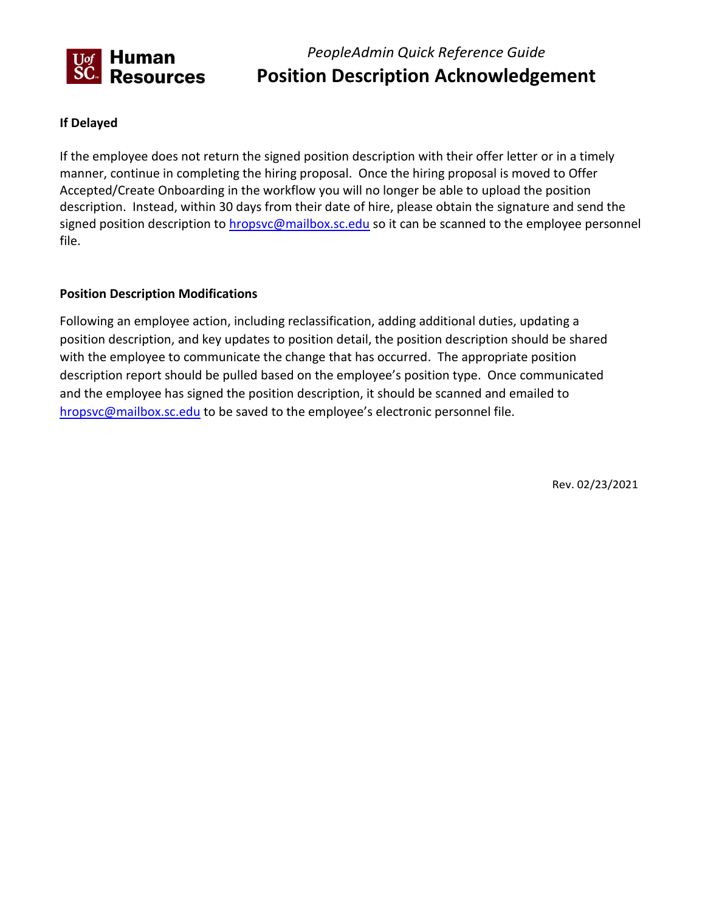**If Delayed**

If the employee does not return the signed position description with their offer letter or in a timely manner, continue in completing the hiring proposal. Once the hiring proposal is moved to Offer Accepted/Create Onboarding in the workflow you will no longer be able to upload the position description. Instead, within 30 days from their date of hire, please obtain the signature and send the signed position description to hropsvc@mailbox.sc.edu so it can be scanned to the employee personnel file.

**Position Description Modifications**

Following an employee action, including reclassification, adding additional duties, updating a position description, and key updates to position detail, the position description should be shared with the employee to communicate the change that has occurred. The appropriate position description report should be pulled based on the employee's position type. Once communicated and the employee has signed the position description, it should be scanned and emailed to hropsvc@mailbox.sc.edu to be saved to the employee's electronic personnel file.

Rev. 02/23/2021